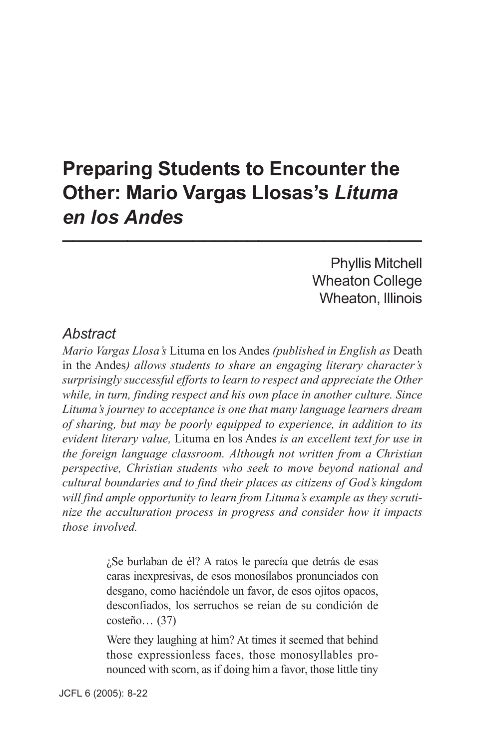# Preparing Students to Encounter the Other: Mario Vargas Llosas's *Lituma en los Andes*

Phyllis Mitchell
Wheaton College
Wheaton, Illinois

## *Abstract*

*Mario Vargas Llosa's* Lituma en los Andes *(published in English as* Death in the Andes*) allows students to share an engaging literary character's surprisingly successful efforts to learn to respect and appreciate the Other while, in turn, finding respect and his own place in another culture. Since Lituma's journey to acceptance is one that many language learners dream of sharing, but may be poorly equipped to experience, in addition to its evident literary value,* Lituma en los Andes *is an excellent text for use in the foreign language classroom. Although not written from a Christian perspective, Christian students who seek to move beyond national and cultural boundaries and to find their places as citizens of God's kingdom will find ample opportunity to learn from Lituma's example as they scrutinize the acculturation process in progress and consider how it impacts those involved.*

> ¿Se burlaban de él? A ratos le parecía que detrás de esas caras inexpresivas, de esos monosílabos pronunciados con desgano, como haciéndole un favor, de esos ojitos opacos, desconfiados, los serruchos se reían de su condición de costeño… (37)
>
> Were they laughing at him? At times it seemed that behind those expressionless faces, those monosyllables pronounced with scorn, as if doing him a favor, those little tiny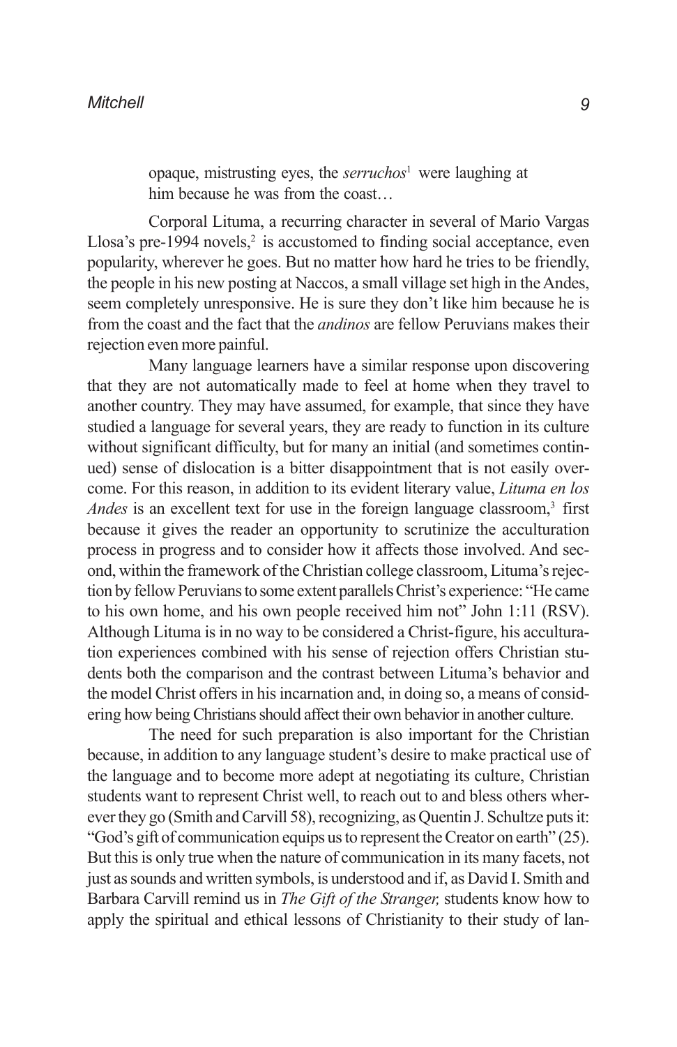> opaque, mistrusting eyes, the *serruchos*[1] were laughing at him because he was from the coast…

Corporal Lituma, a recurring character in several of Mario Vargas Llosa's pre-1994 novels,[2] is accustomed to finding social acceptance, even popularity, wherever he goes. But no matter how hard he tries to be friendly, the people in his new posting at Naccos, a small village set high in the Andes, seem completely unresponsive. He is sure they don't like him because he is from the coast and the fact that the *andinos* are fellow Peruvians makes their rejection even more painful.

Many language learners have a similar response upon discovering that they are not automatically made to feel at home when they travel to another country. They may have assumed, for example, that since they have studied a language for several years, they are ready to function in its culture without significant difficulty, but for many an initial (and sometimes continued) sense of dislocation is a bitter disappointment that is not easily overcome. For this reason, in addition to its evident literary value, *Lituma en los Andes* is an excellent text for use in the foreign language classroom,[3] first because it gives the reader an opportunity to scrutinize the acculturation process in progress and to consider how it affects those involved. And second, within the framework of the Christian college classroom, Lituma's rejection by fellow Peruvians to some extent parallels Christ's experience: "He came to his own home, and his own people received him not" John 1:11 (RSV). Although Lituma is in no way to be considered a Christ-figure, his acculturation experiences combined with his sense of rejection offers Christian students both the comparison and the contrast between Lituma's behavior and the model Christ offers in his incarnation and, in doing so, a means of considering how being Christians should affect their own behavior in another culture.

The need for such preparation is also important for the Christian because, in addition to any language student's desire to make practical use of the language and to become more adept at negotiating its culture, Christian students want to represent Christ well, to reach out to and bless others wherever they go (Smith and Carvill 58), recognizing, as Quentin J. Schultze puts it: "God's gift of communication equips us to represent the Creator on earth" (25). But this is only true when the nature of communication in its many facets, not just as sounds and written symbols, is understood and if, as David I. Smith and Barbara Carvill remind us in *The Gift of the Stranger,* students know how to apply the spiritual and ethical lessons of Christianity to their study of lan-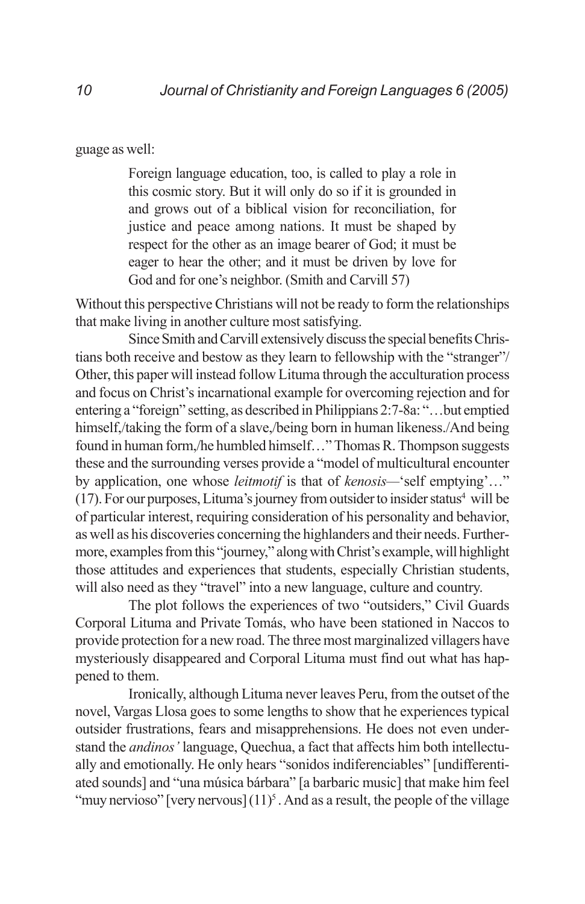guage as well:

> Foreign language education, too, is called to play a role in this cosmic story. But it will only do so if it is grounded in and grows out of a biblical vision for reconciliation, for justice and peace among nations. It must be shaped by respect for the other as an image bearer of God; it must be eager to hear the other; and it must be driven by love for God and for one's neighbor. (Smith and Carvill 57)

Without this perspective Christians will not be ready to form the relationships that make living in another culture most satisfying.

Since Smith and Carvill extensively discuss the special benefits Christians both receive and bestow as they learn to fellowship with the "stranger"/ Other, this paper will instead follow Lituma through the acculturation process and focus on Christ's incarnational example for overcoming rejection and for entering a "foreign" setting, as described in Philippians 2:7-8a: "…but emptied himself,/taking the form of a slave,/being born in human likeness./And being found in human form,/he humbled himself…" Thomas R. Thompson suggests these and the surrounding verses provide a "model of multicultural encounter by application, one whose *leitmotif* is that of *kenosis*—'self emptying'…" (17). For our purposes, Lituma's journey from outsider to insider status[4] will be of particular interest, requiring consideration of his personality and behavior, as well as his discoveries concerning the highlanders and their needs. Furthermore, examples from this "journey," along with Christ's example, will highlight those attitudes and experiences that students, especially Christian students, will also need as they "travel" into a new language, culture and country.

The plot follows the experiences of two "outsiders," Civil Guards Corporal Lituma and Private Tomás, who have been stationed in Naccos to provide protection for a new road. The three most marginalized villagers have mysteriously disappeared and Corporal Lituma must find out what has happened to them.

Ironically, although Lituma never leaves Peru, from the outset of the novel, Vargas Llosa goes to some lengths to show that he experiences typical outsider frustrations, fears and misapprehensions. He does not even understand the *andinos'* language, Quechua, a fact that affects him both intellectually and emotionally. He only hears "sonidos indiferenciables" [undifferentiated sounds] and "una música bárbara" [a barbaric music] that make him feel "muy nervioso" [very nervous] (11)[5]. And as a result, the people of the village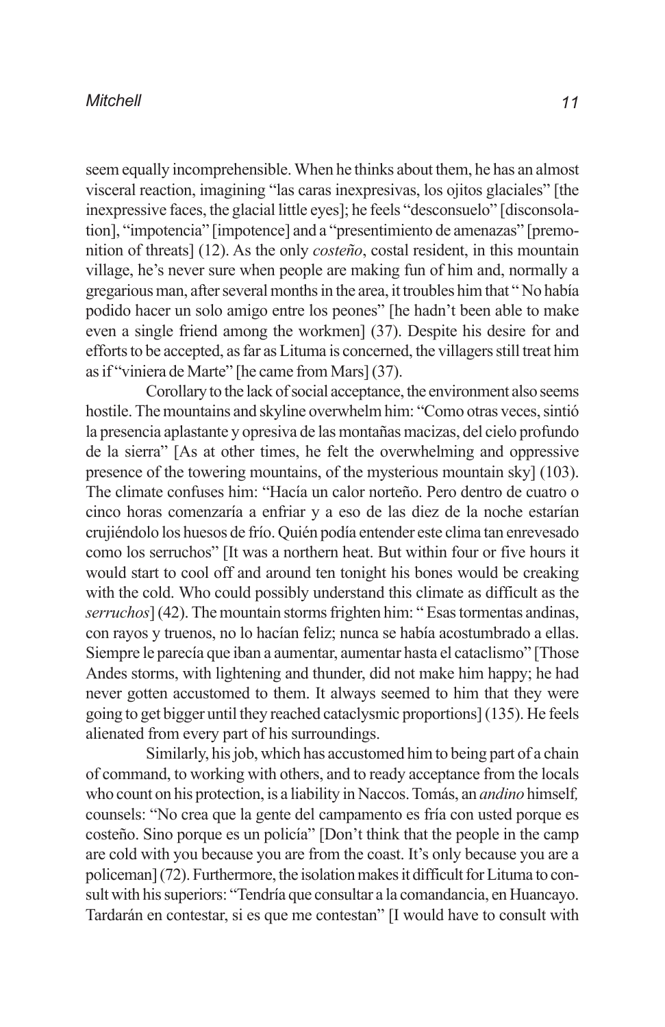seem equally incomprehensible. When he thinks about them, he has an almost visceral reaction, imagining "las caras inexpresivas, los ojitos glaciales" [the inexpressive faces, the glacial little eyes]; he feels "desconsuelo" [disconsolation], "impotencia" [impotence] and a "presentimiento de amenazas" [premonition of threats] (12). As the only *costeño*, costal resident, in this mountain village, he's never sure when people are making fun of him and, normally a gregarious man, after several months in the area, it troubles him that " No había podido hacer un solo amigo entre los peones" [he hadn't been able to make even a single friend among the workmen] (37). Despite his desire for and efforts to be accepted, as far as Lituma is concerned, the villagers still treat him as if "viniera de Marte" [he came from Mars] (37).

Corollary to the lack of social acceptance, the environment also seems hostile. The mountains and skyline overwhelm him: "Como otras veces, sintió la presencia aplastante y opresiva de las montañas macizas, del cielo profundo de la sierra" [As at other times, he felt the overwhelming and oppressive presence of the towering mountains, of the mysterious mountain sky] (103). The climate confuses him: "Hacía un calor norteño. Pero dentro de cuatro o cinco horas comenzaría a enfriar y a eso de las diez de la noche estarían crujiéndolo los huesos de frío. Quién podía entender este clima tan enrevesado como los serruchos" [It was a northern heat. But within four or five hours it would start to cool off and around ten tonight his bones would be creaking with the cold. Who could possibly understand this climate as difficult as the *serruchos*] (42). The mountain storms frighten him: " Esas tormentas andinas, con rayos y truenos, no lo hacían feliz; nunca se había acostumbrado a ellas. Siempre le parecía que iban a aumentar, aumentar hasta el cataclismo" [Those Andes storms, with lightening and thunder, did not make him happy; he had never gotten accustomed to them. It always seemed to him that they were going to get bigger until they reached cataclysmic proportions] (135). He feels alienated from every part of his surroundings.

Similarly, his job, which has accustomed him to being part of a chain of command, to working with others, and to ready acceptance from the locals who count on his protection, is a liability in Naccos. Tomás, an *andino* himself, counsels: "No crea que la gente del campamento es fría con usted porque es costeño. Sino porque es un policía" [Don't think that the people in the camp are cold with you because you are from the coast. It's only because you are a policeman] (72). Furthermore, the isolation makes it difficult for Lituma to consult with his superiors: "Tendría que consultar a la comandancia, en Huancayo. Tardarán en contestar, si es que me contestan" [I would have to consult with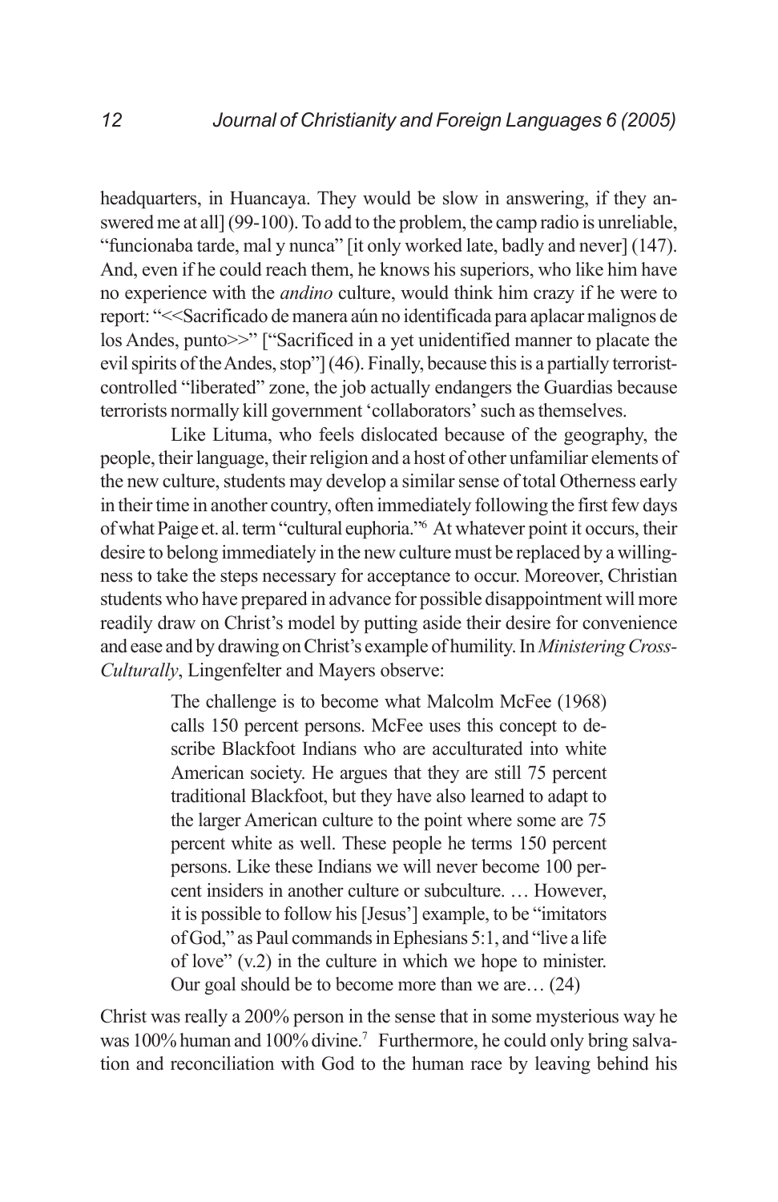headquarters, in Huancaya. They would be slow in answering, if they answered me at all] (99-100). To add to the problem, the camp radio is unreliable, "funcionaba tarde, mal y nunca" [it only worked late, badly and never] (147). And, even if he could reach them, he knows his superiors, who like him have no experience with the *andino* culture, would think him crazy if he were to report: "<<Sacrificado de manera aún no identificada para aplacar malignos de los Andes, punto>>" ["Sacrificed in a yet unidentified manner to placate the evil spirits of the Andes, stop"] (46). Finally, because this is a partially terrorist-controlled "liberated" zone, the job actually endangers the Guardias because terrorists normally kill government 'collaborators' such as themselves.

Like Lituma, who feels dislocated because of the geography, the people, their language, their religion and a host of other unfamiliar elements of the new culture, students may develop a similar sense of total Otherness early in their time in another country, often immediately following the first few days of what Paige et. al. term "cultural euphoria."[6] At whatever point it occurs, their desire to belong immediately in the new culture must be replaced by a willingness to take the steps necessary for acceptance to occur. Moreover, Christian students who have prepared in advance for possible disappointment will more readily draw on Christ's model by putting aside their desire for convenience and ease and by drawing on Christ's example of humility. In *Ministering Cross-Culturally*, Lingenfelter and Mayers observe:

> The challenge is to become what Malcolm McFee (1968) calls 150 percent persons. McFee uses this concept to describe Blackfoot Indians who are acculturated into white American society. He argues that they are still 75 percent traditional Blackfoot, but they have also learned to adapt to the larger American culture to the point where some are 75 percent white as well. These people he terms 150 percent persons. Like these Indians we will never become 100 percent insiders in another culture or subculture. … However, it is possible to follow his [Jesus'] example, to be "imitators of God," as Paul commands in Ephesians 5:1, and "live a life of love" (v.2) in the culture in which we hope to minister. Our goal should be to become more than we are… (24)

Christ was really a 200% person in the sense that in some mysterious way he was 100% human and 100% divine.[7] Furthermore, he could only bring salvation and reconciliation with God to the human race by leaving behind his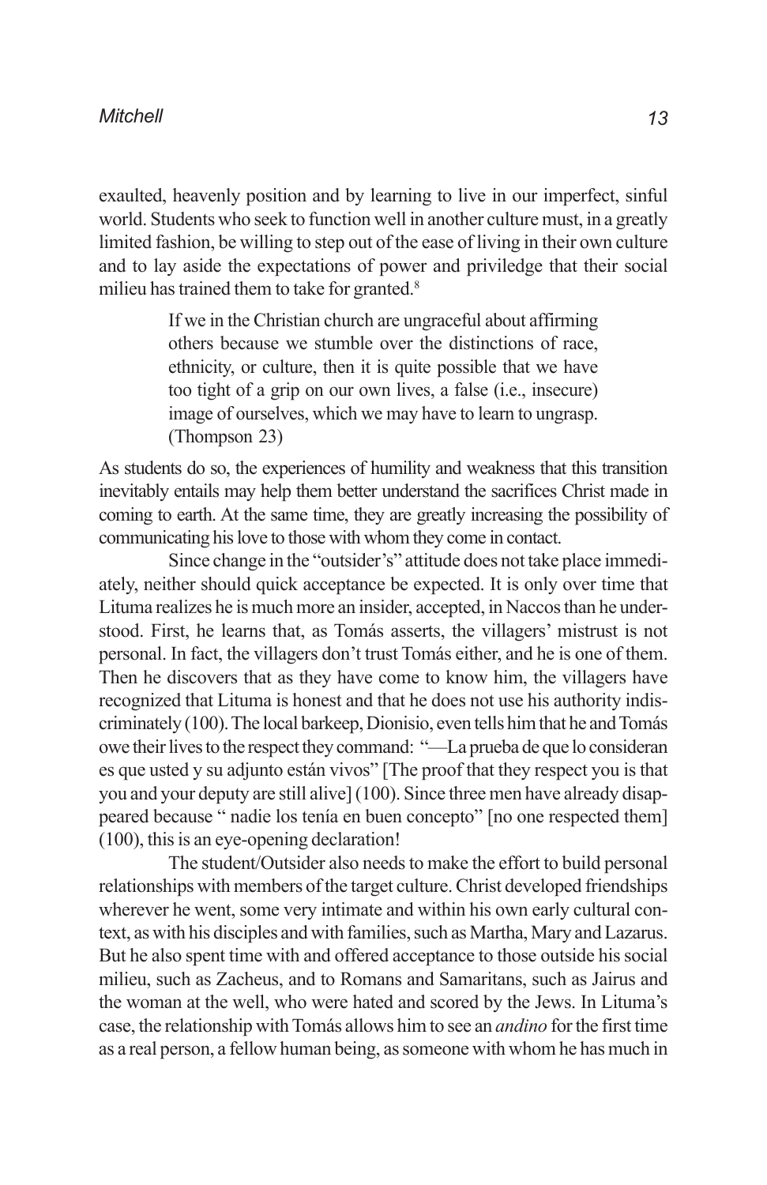exaulted, heavenly position and by learning to live in our imperfect, sinful world. Students who seek to function well in another culture must, in a greatly limited fashion, be willing to step out of the ease of living in their own culture and to lay aside the expectations of power and priviledge that their social milieu has trained them to take for granted.[8]

> If we in the Christian church are ungraceful about affirming others because we stumble over the distinctions of race, ethnicity, or culture, then it is quite possible that we have too tight of a grip on our own lives, a false (i.e., insecure) image of ourselves, which we may have to learn to ungrasp. (Thompson 23)

As students do so, the experiences of humility and weakness that this transition inevitably entails may help them better understand the sacrifices Christ made in coming to earth. At the same time, they are greatly increasing the possibility of communicating his love to those with whom they come in contact.

Since change in the "outsider's" attitude does not take place immediately, neither should quick acceptance be expected. It is only over time that Lituma realizes he is much more an insider, accepted, in Naccos than he understood. First, he learns that, as Tomás asserts, the villagers' mistrust is not personal. In fact, the villagers don't trust Tomás either, and he is one of them. Then he discovers that as they have come to know him, the villagers have recognized that Lituma is honest and that he does not use his authority indiscriminately (100). The local barkeep, Dionisio, even tells him that he and Tomás owe their lives to the respect they command: "—La prueba de que lo consideran es que usted y su adjunto están vivos" [The proof that they respect you is that you and your deputy are still alive] (100). Since three men have already disappeared because " nadie los tenía en buen concepto" [no one respected them] (100), this is an eye-opening declaration!

The student/Outsider also needs to make the effort to build personal relationships with members of the target culture. Christ developed friendships wherever he went, some very intimate and within his own early cultural context, as with his disciples and with families, such as Martha, Mary and Lazarus. But he also spent time with and offered acceptance to those outside his social milieu, such as Zacheus, and to Romans and Samaritans, such as Jairus and the woman at the well, who were hated and scored by the Jews. In Lituma's case, the relationship with Tomás allows him to see an *andino* for the first time as a real person, a fellow human being, as someone with whom he has much in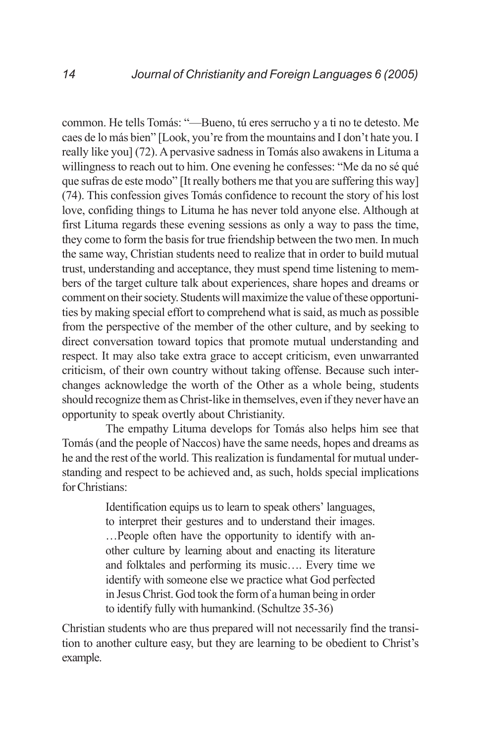common. He tells Tomás: "—Bueno, tú eres serrucho y a ti no te detesto. Me caes de lo más bien" [Look, you're from the mountains and I don't hate you. I really like you] (72). A pervasive sadness in Tomás also awakens in Lituma a willingness to reach out to him. One evening he confesses: "Me da no sé qué que sufras de este modo" [It really bothers me that you are suffering this way] (74). This confession gives Tomás confidence to recount the story of his lost love, confiding things to Lituma he has never told anyone else. Although at first Lituma regards these evening sessions as only a way to pass the time, they come to form the basis for true friendship between the two men. In much the same way, Christian students need to realize that in order to build mutual trust, understanding and acceptance, they must spend time listening to members of the target culture talk about experiences, share hopes and dreams or comment on their society. Students will maximize the value of these opportunities by making special effort to comprehend what is said, as much as possible from the perspective of the member of the other culture, and by seeking to direct conversation toward topics that promote mutual understanding and respect. It may also take extra grace to accept criticism, even unwarranted criticism, of their own country without taking offense. Because such interchanges acknowledge the worth of the Other as a whole being, students should recognize them as Christ-like in themselves, even if they never have an opportunity to speak overtly about Christianity.

The empathy Lituma develops for Tomás also helps him see that Tomás (and the people of Naccos) have the same needs, hopes and dreams as he and the rest of the world. This realization is fundamental for mutual understanding and respect to be achieved and, as such, holds special implications for Christians:

> Identification equips us to learn to speak others' languages, to interpret their gestures and to understand their images. …People often have the opportunity to identify with another culture by learning about and enacting its literature and folktales and performing its music…. Every time we identify with someone else we practice what God perfected in Jesus Christ. God took the form of a human being in order to identify fully with humankind. (Schultze 35-36)

Christian students who are thus prepared will not necessarily find the transition to another culture easy, but they are learning to be obedient to Christ's example.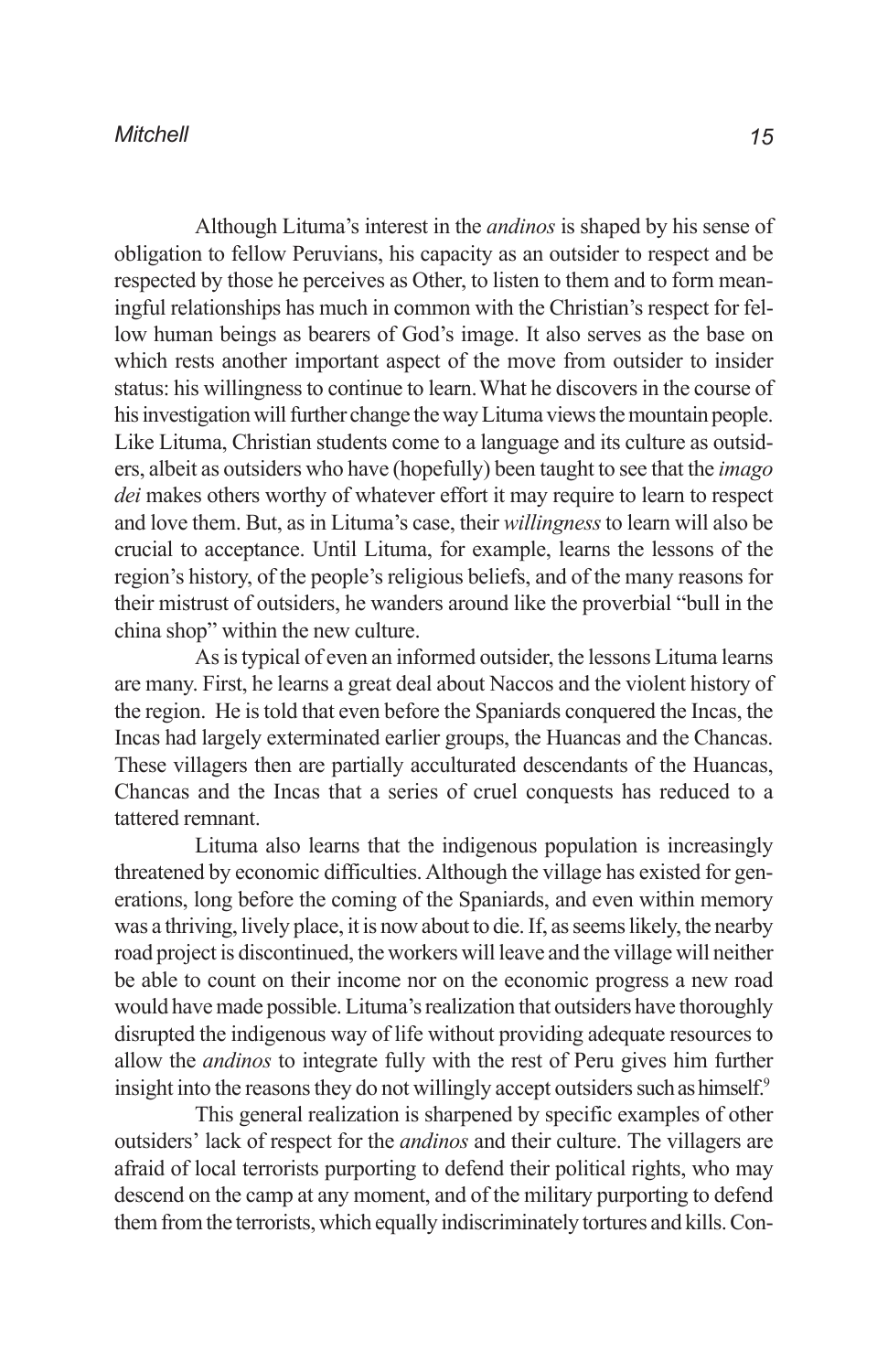Although Lituma's interest in the *andinos* is shaped by his sense of obligation to fellow Peruvians, his capacity as an outsider to respect and be respected by those he perceives as Other, to listen to them and to form meaningful relationships has much in common with the Christian's respect for fellow human beings as bearers of God's image. It also serves as the base on which rests another important aspect of the move from outsider to insider status: his willingness to continue to learn. What he discovers in the course of his investigation will further change the way Lituma views the mountain people. Like Lituma, Christian students come to a language and its culture as outsiders, albeit as outsiders who have (hopefully) been taught to see that the *imago dei* makes others worthy of whatever effort it may require to learn to respect and love them. But, as in Lituma's case, their *willingness* to learn will also be crucial to acceptance. Until Lituma, for example, learns the lessons of the region's history, of the people's religious beliefs, and of the many reasons for their mistrust of outsiders, he wanders around like the proverbial "bull in the china shop" within the new culture.

As is typical of even an informed outsider, the lessons Lituma learns are many. First, he learns a great deal about Naccos and the violent history of the region. He is told that even before the Spaniards conquered the Incas, the Incas had largely exterminated earlier groups, the Huancas and the Chancas. These villagers then are partially acculturated descendants of the Huancas, Chancas and the Incas that a series of cruel conquests has reduced to a tattered remnant.

Lituma also learns that the indigenous population is increasingly threatened by economic difficulties. Although the village has existed for generations, long before the coming of the Spaniards, and even within memory was a thriving, lively place, it is now about to die. If, as seems likely, the nearby road project is discontinued, the workers will leave and the village will neither be able to count on their income nor on the economic progress a new road would have made possible. Lituma's realization that outsiders have thoroughly disrupted the indigenous way of life without providing adequate resources to allow the *andinos* to integrate fully with the rest of Peru gives him further insight into the reasons they do not willingly accept outsiders such as himself.[9]

This general realization is sharpened by specific examples of other outsiders' lack of respect for the *andinos* and their culture. The villagers are afraid of local terrorists purporting to defend their political rights, who may descend on the camp at any moment, and of the military purporting to defend them from the terrorists, which equally indiscriminately tortures and kills. Con-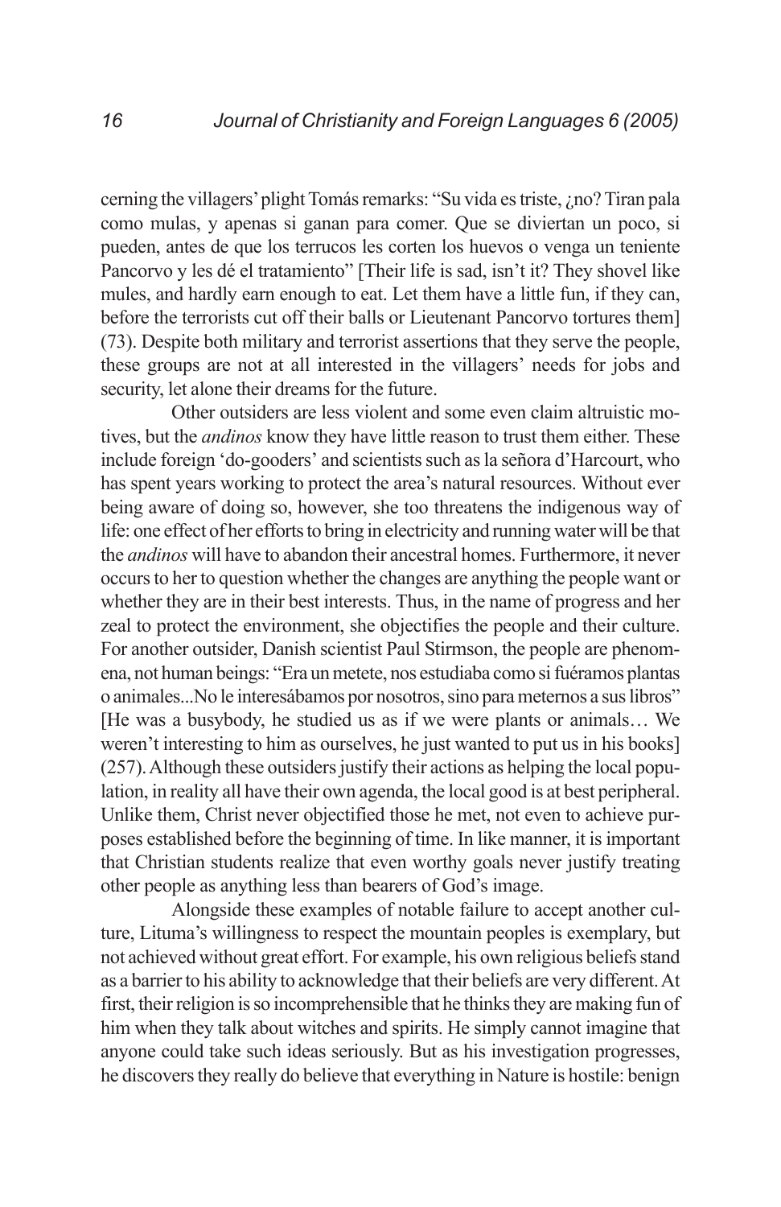cerning the villagers' plight Tomás remarks: "Su vida es triste, ¿no? Tiran pala como mulas, y apenas si ganan para comer. Que se diviertan un poco, si pueden, antes de que los terrucos les corten los huevos o venga un teniente Pancorvo y les dé el tratamiento" [Their life is sad, isn't it? They shovel like mules, and hardly earn enough to eat. Let them have a little fun, if they can, before the terrorists cut off their balls or Lieutenant Pancorvo tortures them] (73). Despite both military and terrorist assertions that they serve the people, these groups are not at all interested in the villagers' needs for jobs and security, let alone their dreams for the future.

Other outsiders are less violent and some even claim altruistic motives, but the *andinos* know they have little reason to trust them either. These include foreign 'do-gooders' and scientists such as la señora d'Harcourt, who has spent years working to protect the area's natural resources. Without ever being aware of doing so, however, she too threatens the indigenous way of life: one effect of her efforts to bring in electricity and running water will be that the *andinos* will have to abandon their ancestral homes. Furthermore, it never occurs to her to question whether the changes are anything the people want or whether they are in their best interests. Thus, in the name of progress and her zeal to protect the environment, she objectifies the people and their culture. For another outsider, Danish scientist Paul Stirmson, the people are phenomena, not human beings: "Era un metete, nos estudiaba como si fuéramos plantas o animales...No le interesábamos por nosotros, sino para meternos a sus libros" [He was a busybody, he studied us as if we were plants or animals… We weren't interesting to him as ourselves, he just wanted to put us in his books] (257). Although these outsiders justify their actions as helping the local population, in reality all have their own agenda, the local good is at best peripheral. Unlike them, Christ never objectified those he met, not even to achieve purposes established before the beginning of time. In like manner, it is important that Christian students realize that even worthy goals never justify treating other people as anything less than bearers of God's image.

Alongside these examples of notable failure to accept another culture, Lituma's willingness to respect the mountain peoples is exemplary, but not achieved without great effort. For example, his own religious beliefs stand as a barrier to his ability to acknowledge that their beliefs are very different. At first, their religion is so incomprehensible that he thinks they are making fun of him when they talk about witches and spirits. He simply cannot imagine that anyone could take such ideas seriously. But as his investigation progresses, he discovers they really do believe that everything in Nature is hostile: benign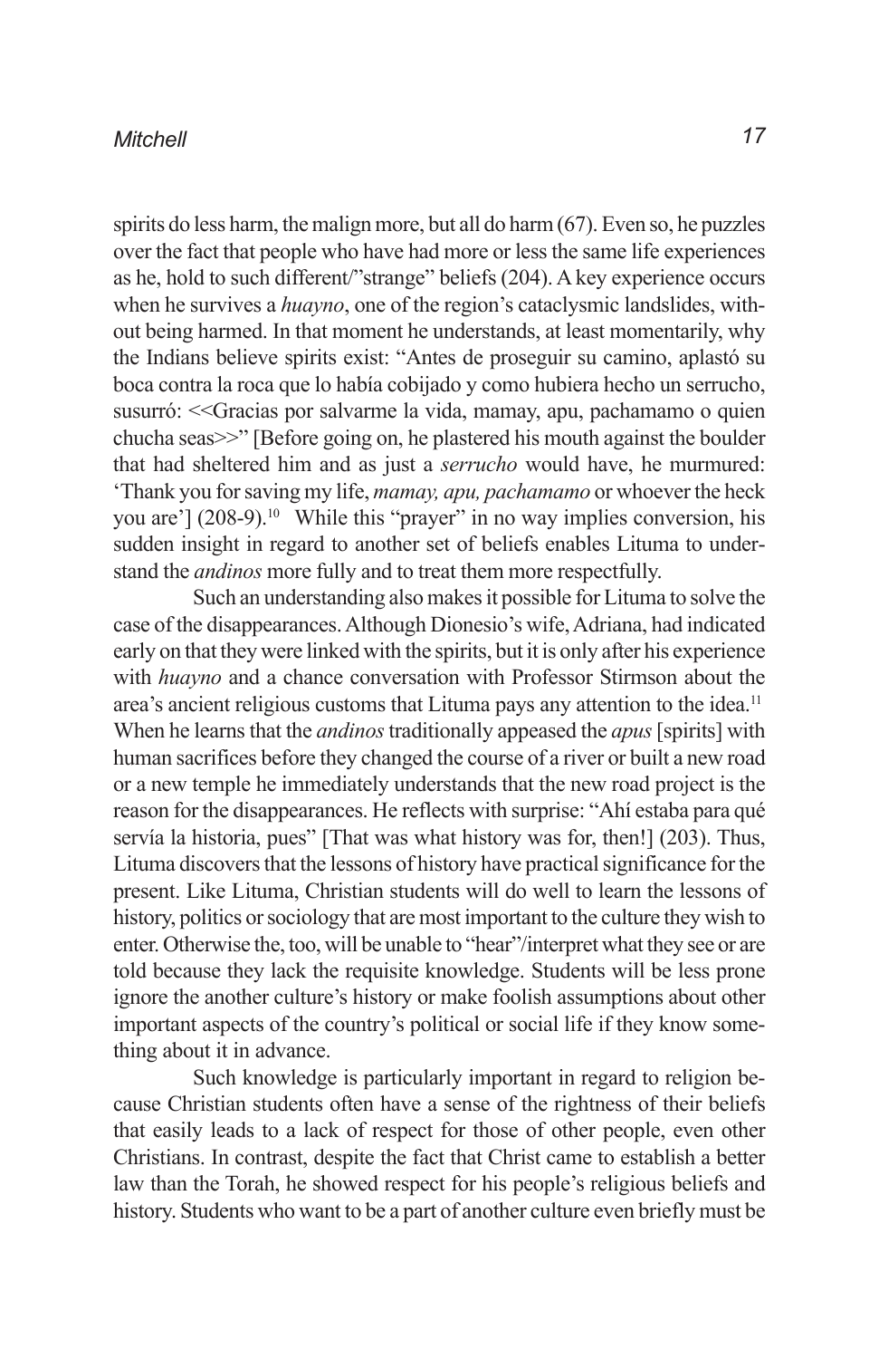spirits do less harm, the malign more, but all do harm (67). Even so, he puzzles over the fact that people who have had more or less the same life experiences as he, hold to such different/"strange" beliefs (204). A key experience occurs when he survives a *huayno*, one of the region's cataclysmic landslides, without being harmed. In that moment he understands, at least momentarily, why the Indians believe spirits exist: "Antes de proseguir su camino, aplastó su boca contra la roca que lo había cobijado y como hubiera hecho un serrucho, susurró: <<Gracias por salvarme la vida, mamay, apu, pachamamo o quien chucha seas>>" [Before going on, he plastered his mouth against the boulder that had sheltered him and as just a *serrucho* would have, he murmured: 'Thank you for saving my life, *mamay, apu, pachamamo* or whoever the heck you are'] (208-9).[10] While this "prayer" in no way implies conversion, his sudden insight in regard to another set of beliefs enables Lituma to understand the *andinos* more fully and to treat them more respectfully.

Such an understanding also makes it possible for Lituma to solve the case of the disappearances. Although Dionesio's wife, Adriana, had indicated early on that they were linked with the spirits, but it is only after his experience with *huayno* and a chance conversation with Professor Stirmson about the area's ancient religious customs that Lituma pays any attention to the idea.[11] When he learns that the *andinos* traditionally appeased the *apus* [spirits] with human sacrifices before they changed the course of a river or built a new road or a new temple he immediately understands that the new road project is the reason for the disappearances. He reflects with surprise: "Ahí estaba para qué servía la historia, pues" [That was what history was for, then!] (203). Thus, Lituma discovers that the lessons of history have practical significance for the present. Like Lituma, Christian students will do well to learn the lessons of history, politics or sociology that are most important to the culture they wish to enter. Otherwise the, too, will be unable to "hear"/interpret what they see or are told because they lack the requisite knowledge. Students will be less prone ignore the another culture's history or make foolish assumptions about other important aspects of the country's political or social life if they know something about it in advance.

Such knowledge is particularly important in regard to religion because Christian students often have a sense of the rightness of their beliefs that easily leads to a lack of respect for those of other people, even other Christians. In contrast, despite the fact that Christ came to establish a better law than the Torah, he showed respect for his people's religious beliefs and history. Students who want to be a part of another culture even briefly must be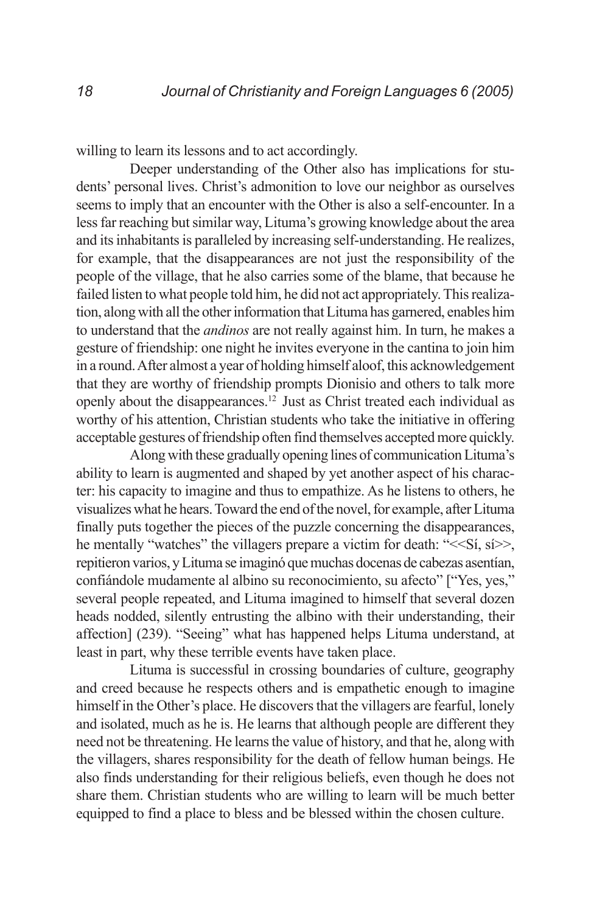willing to learn its lessons and to act accordingly.

Deeper understanding of the Other also has implications for students' personal lives. Christ's admonition to love our neighbor as ourselves seems to imply that an encounter with the Other is also a self-encounter. In a less far reaching but similar way, Lituma's growing knowledge about the area and its inhabitants is paralleled by increasing self-understanding. He realizes, for example, that the disappearances are not just the responsibility of the people of the village, that he also carries some of the blame, that because he failed listen to what people told him, he did not act appropriately. This realization, along with all the other information that Lituma has garnered, enables him to understand that the *andinos* are not really against him. In turn, he makes a gesture of friendship: one night he invites everyone in the cantina to join him in a round. After almost a year of holding himself aloof, this acknowledgement that they are worthy of friendship prompts Dionisio and others to talk more openly about the disappearances.[12] Just as Christ treated each individual as worthy of his attention, Christian students who take the initiative in offering acceptable gestures of friendship often find themselves accepted more quickly.

Along with these gradually opening lines of communication Lituma's ability to learn is augmented and shaped by yet another aspect of his character: his capacity to imagine and thus to empathize. As he listens to others, he visualizes what he hears. Toward the end of the novel, for example, after Lituma finally puts together the pieces of the puzzle concerning the disappearances, he mentally "watches" the villagers prepare a victim for death: "<<Sí, sí>>, repitieron varios, y Lituma se imaginó que muchas docenas de cabezas asentían, confiándole mudamente al albino su reconocimiento, su afecto" ["Yes, yes," several people repeated, and Lituma imagined to himself that several dozen heads nodded, silently entrusting the albino with their understanding, their affection] (239). "Seeing" what has happened helps Lituma understand, at least in part, why these terrible events have taken place.

Lituma is successful in crossing boundaries of culture, geography and creed because he respects others and is empathetic enough to imagine himself in the Other's place. He discovers that the villagers are fearful, lonely and isolated, much as he is. He learns that although people are different they need not be threatening. He learns the value of history, and that he, along with the villagers, shares responsibility for the death of fellow human beings. He also finds understanding for their religious beliefs, even though he does not share them. Christian students who are willing to learn will be much better equipped to find a place to bless and be blessed within the chosen culture.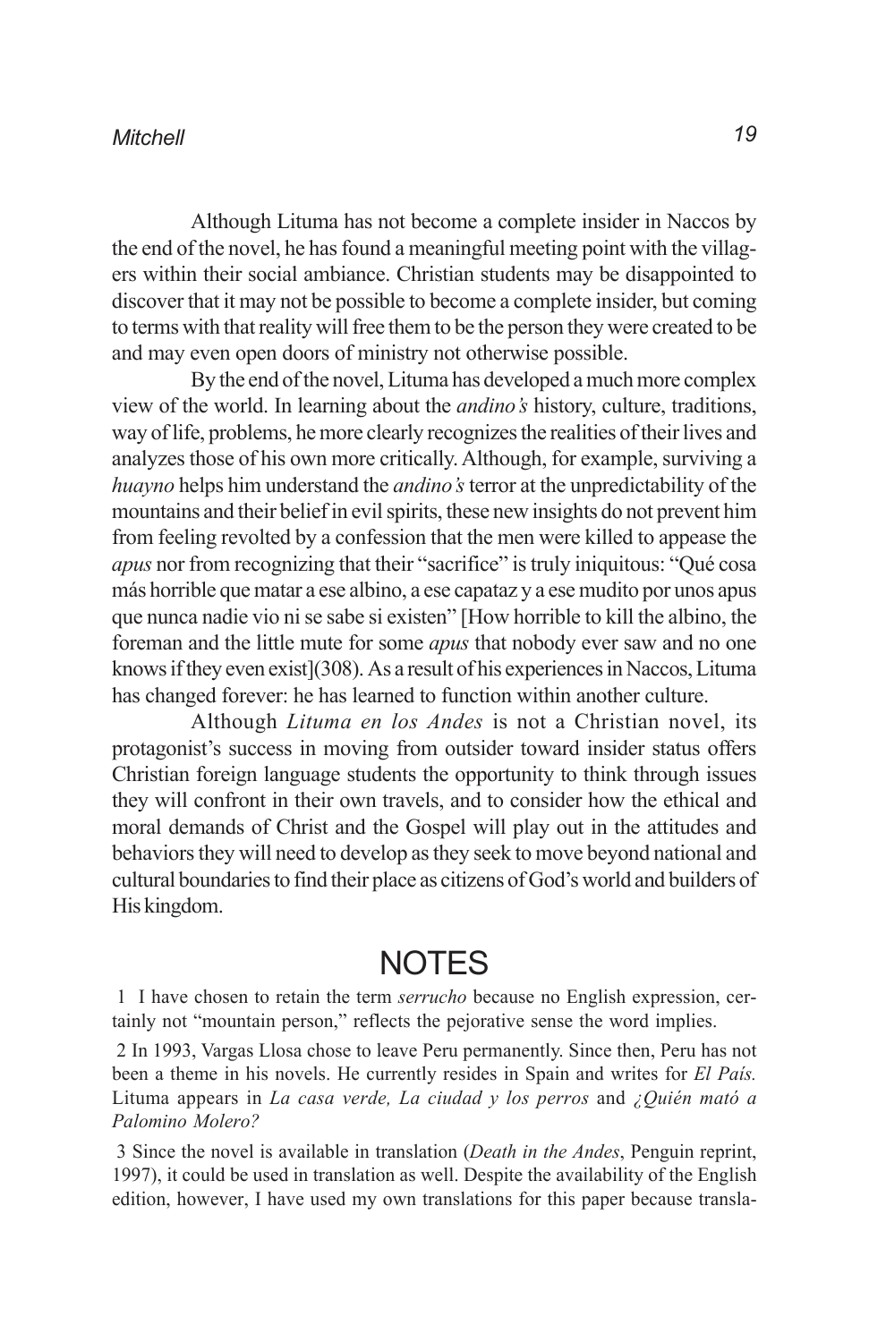Although Lituma has not become a complete insider in Naccos by the end of the novel, he has found a meaningful meeting point with the villagers within their social ambiance. Christian students may be disappointed to discover that it may not be possible to become a complete insider, but coming to terms with that reality will free them to be the person they were created to be and may even open doors of ministry not otherwise possible.

By the end of the novel, Lituma has developed a much more complex view of the world. In learning about the *andino's* history, culture, traditions, way of life, problems, he more clearly recognizes the realities of their lives and analyzes those of his own more critically. Although, for example, surviving a *huayno* helps him understand the *andino's* terror at the unpredictability of the mountains and their belief in evil spirits, these new insights do not prevent him from feeling revolted by a confession that the men were killed to appease the *apus* nor from recognizing that their "sacrifice" is truly iniquitous: "Qué cosa más horrible que matar a ese albino, a ese capataz y a ese mudito por unos apus que nunca nadie vio ni se sabe si existen" [How horrible to kill the albino, the foreman and the little mute for some *apus* that nobody ever saw and no one knows if they even exist](308). As a result of his experiences in Naccos, Lituma has changed forever: he has learned to function within another culture.

Although *Lituma en los Andes* is not a Christian novel, its protagonist's success in moving from outsider toward insider status offers Christian foreign language students the opportunity to think through issues they will confront in their own travels, and to consider how the ethical and moral demands of Christ and the Gospel will play out in the attitudes and behaviors they will need to develop as they seek to move beyond national and cultural boundaries to find their place as citizens of God's world and builders of His kingdom.

# NOTES

1 I have chosen to retain the term *serrucho* because no English expression, certainly not "mountain person," reflects the pejorative sense the word implies.

2 In 1993, Vargas Llosa chose to leave Peru permanently. Since then, Peru has not been a theme in his novels. He currently resides in Spain and writes for *El País.* Lituma appears in *La casa verde, La ciudad y los perros* and *¿Quién mató a Palomino Molero?*

3 Since the novel is available in translation (*Death in the Andes*, Penguin reprint, 1997), it could be used in translation as well. Despite the availability of the English edition, however, I have used my own translations for this paper because transla-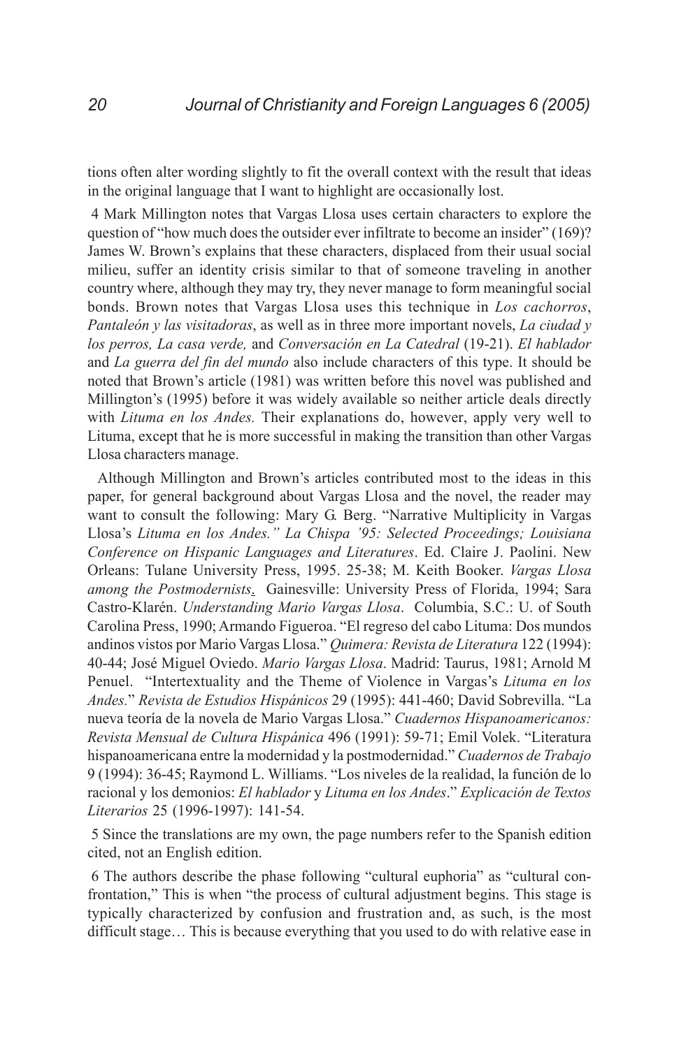tions often alter wording slightly to fit the overall context with the result that ideas in the original language that I want to highlight are occasionally lost.

4 Mark Millington notes that Vargas Llosa uses certain characters to explore the question of "how much does the outsider ever infiltrate to become an insider" (169)? James W. Brown's explains that these characters, displaced from their usual social milieu, suffer an identity crisis similar to that of someone traveling in another country where, although they may try, they never manage to form meaningful social bonds. Brown notes that Vargas Llosa uses this technique in *Los cachorros*, *Pantaleón y las visitadoras*, as well as in three more important novels, *La ciudad y los perros, La casa verde,* and *Conversación en La Catedral* (19-21). *El hablador* and *La guerra del fin del mundo* also include characters of this type. It should be noted that Brown's article (1981) was written before this novel was published and Millington's (1995) before it was widely available so neither article deals directly with *Lituma en los Andes.* Their explanations do, however, apply very well to Lituma, except that he is more successful in making the transition than other Vargas Llosa characters manage.

Although Millington and Brown's articles contributed most to the ideas in this paper, for general background about Vargas Llosa and the novel, the reader may want to consult the following: Mary G. Berg. "Narrative Multiplicity in Vargas Llosa's *Lituma en los Andes." La Chispa '95: Selected Proceedings; Louisiana Conference on Hispanic Languages and Literatures*. Ed. Claire J. Paolini. New Orleans: Tulane University Press, 1995. 25-38; M. Keith Booker. *Vargas Llosa among the Postmodernists*. Gainesville: University Press of Florida, 1994; Sara Castro-Klarén. *Understanding Mario Vargas Llosa*. Columbia, S.C.: U. of South Carolina Press, 1990; Armando Figueroa. "El regreso del cabo Lituma: Dos mundos andinos vistos por Mario Vargas Llosa." *Quimera: Revista de Literatura* 122 (1994): 40-44; José Miguel Oviedo. *Mario Vargas Llosa*. Madrid: Taurus, 1981; Arnold M Penuel. "Intertextuality and the Theme of Violence in Vargas's *Lituma en los Andes.*" *Revista de Estudios Hispánicos* 29 (1995): 441-460; David Sobrevilla. "La nueva teoría de la novela de Mario Vargas Llosa." *Cuadernos Hispanoamericanos: Revista Mensual de Cultura Hispánica* 496 (1991): 59-71; Emil Volek. "Literatura hispanoamericana entre la modernidad y la postmodernidad." *Cuadernos de Trabajo* 9 (1994): 36-45; Raymond L. Williams. "Los niveles de la realidad, la función de lo racional y los demonios: *El hablador* y *Lituma en los Andes*." *Explicación de Textos Literarios* 25 (1996-1997): 141-54.

5 Since the translations are my own, the page numbers refer to the Spanish edition cited, not an English edition.

6 The authors describe the phase following "cultural euphoria" as "cultural confrontation," This is when "the process of cultural adjustment begins. This stage is typically characterized by confusion and frustration and, as such, is the most difficult stage… This is because everything that you used to do with relative ease in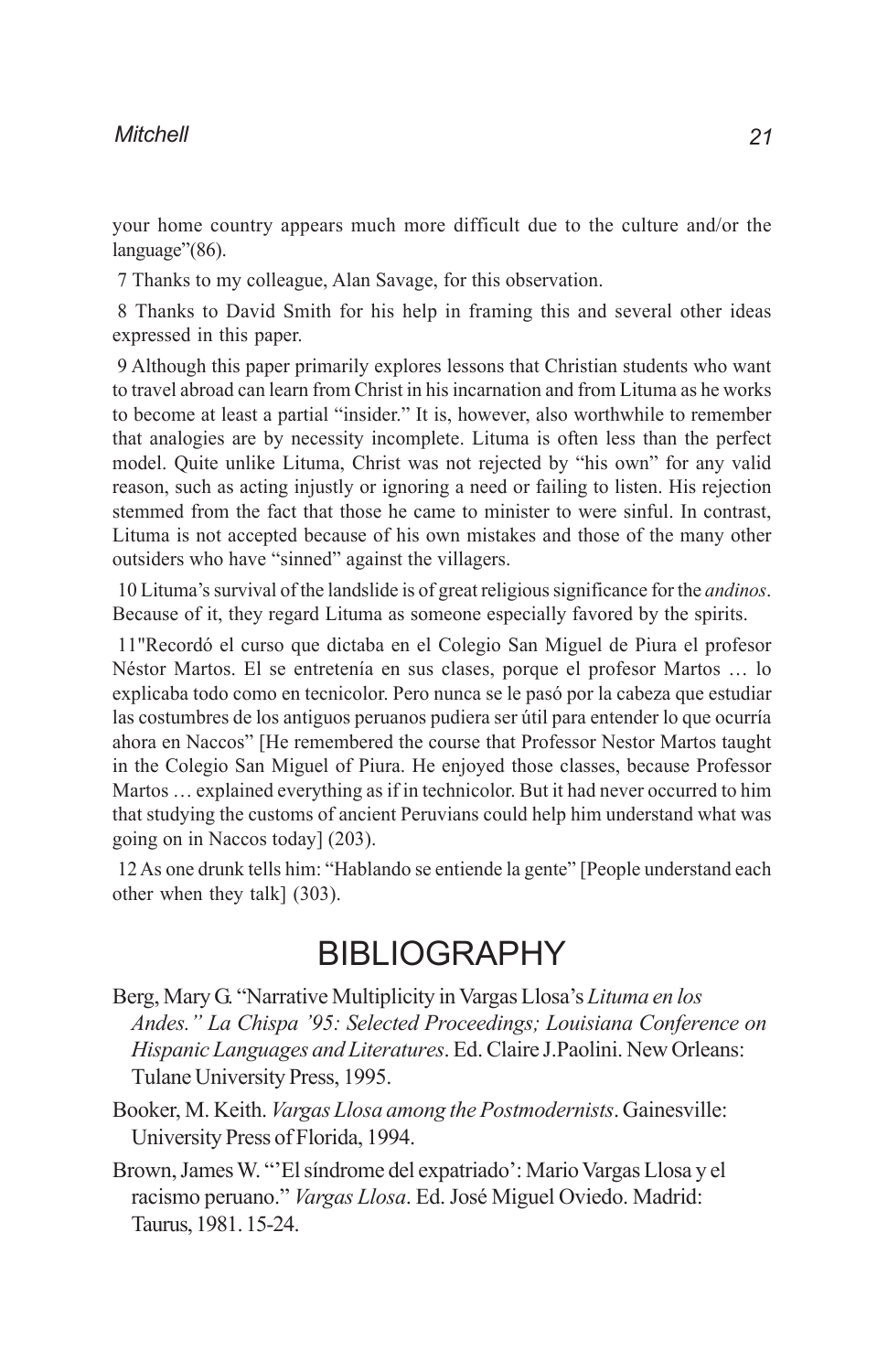your home country appears much more difficult due to the culture and/or the language"(86).

7 Thanks to my colleague, Alan Savage, for this observation.

8 Thanks to David Smith for his help in framing this and several other ideas expressed in this paper.

9 Although this paper primarily explores lessons that Christian students who want to travel abroad can learn from Christ in his incarnation and from Lituma as he works to become at least a partial "insider." It is, however, also worthwhile to remember that analogies are by necessity incomplete. Lituma is often less than the perfect model. Quite unlike Lituma, Christ was not rejected by "his own" for any valid reason, such as acting unjustly or ignoring a need or failing to listen. His rejection stemmed from the fact that those he came to minister to were sinful. In contrast, Lituma is not accepted because of his own mistakes and those of the many other outsiders who have "sinned" against the villagers.

10 Lituma's survival of the landslide is of great religious significance for the *andinos*. Because of it, they regard Lituma as someone especially favored by the spirits.

11"Recordó el curso que dictaba en el Colegio San Miguel de Piura el profesor Néstor Martos. El se entretenía en sus clases, porque el profesor Martos … lo explicaba todo como en tecnicolor. Pero nunca se le pasó por la cabeza que estudiar las costumbres de los antiguos peruanos pudiera ser útil para entender lo que ocurría ahora en Naccos" [He remembered the course that Professor Nestor Martos taught in the Colegio San Miguel of Piura. He enjoyed those classes, because Professor Martos … explained everything as if in technicolor. But it had never occurred to him that studying the customs of ancient Peruvians could help him understand what was going on in Naccos today] (203).

12 As one drunk tells him: "Hablando se entiende la gente" [People understand each other when they talk] (303).

# BIBLIOGRAPHY

Berg, Mary G. "Narrative Multiplicity in Vargas Llosa's *Lituma en los Andes." La Chispa '95: Selected Proceedings; Louisiana Conference on Hispanic Languages and Literatures*. Ed. Claire J.Paolini. New Orleans: Tulane University Press, 1995.

Booker, M. Keith. *Vargas Llosa among the Postmodernists*. Gainesville: University Press of Florida, 1994.

Brown, James W. "'El síndrome del expatriado': Mario Vargas Llosa y el racismo peruano." *Vargas Llosa*. Ed. José Miguel Oviedo. Madrid: Taurus, 1981. 15-24.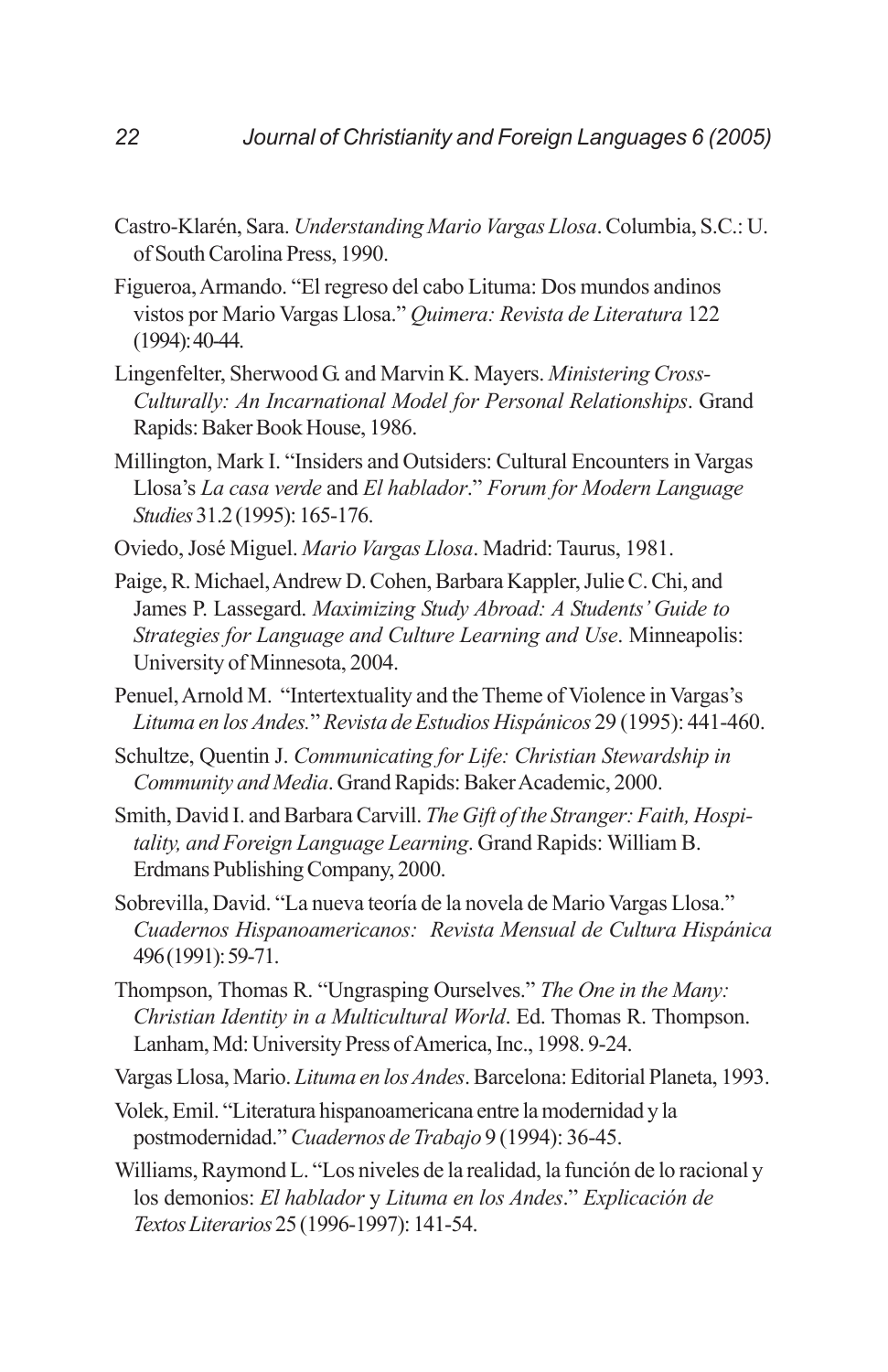Castro-Klarén, Sara. *Understanding Mario Vargas Llosa*. Columbia, S.C.: U. of South Carolina Press, 1990.

Figueroa, Armando. "El regreso del cabo Lituma: Dos mundos andinos vistos por Mario Vargas Llosa." *Quimera: Revista de Literatura* 122 (1994): 40-44.

Lingenfelter, Sherwood G. and Marvin K. Mayers. *Ministering Cross-Culturally: An Incarnational Model for Personal Relationships*. Grand Rapids: Baker Book House, 1986.

Millington, Mark I. "Insiders and Outsiders: Cultural Encounters in Vargas Llosa's *La casa verde* and *El hablador*." *Forum for Modern Language Studies* 31.2 (1995): 165-176.

Oviedo, José Miguel. *Mario Vargas Llosa*. Madrid: Taurus, 1981.

Paige, R. Michael, Andrew D. Cohen, Barbara Kappler, Julie C. Chi, and James P. Lassegard. *Maximizing Study Abroad: A Students' Guide to Strategies for Language and Culture Learning and Use*. Minneapolis: University of Minnesota, 2004.

Penuel, Arnold M. "Intertextuality and the Theme of Violence in Vargas's *Lituma en los Andes.*" *Revista de Estudios Hispánicos* 29 (1995): 441-460.

Schultze, Quentin J. *Communicating for Life: Christian Stewardship in Community and Media*. Grand Rapids: Baker Academic, 2000.

Smith, David I. and Barbara Carvill. *The Gift of the Stranger: Faith, Hospitality, and Foreign Language Learning*. Grand Rapids: William B. Erdmans Publishing Company, 2000.

Sobrevilla, David. "La nueva teoría de la novela de Mario Vargas Llosa." *Cuadernos Hispanoamericanos: Revista Mensual de Cultura Hispánica* 496 (1991): 59-71.

Thompson, Thomas R. "Ungrasping Ourselves." *The One in the Many: Christian Identity in a Multicultural World*. Ed. Thomas R. Thompson. Lanham, Md: University Press of America, Inc., 1998. 9-24.

Vargas Llosa, Mario. *Lituma en los Andes*. Barcelona: Editorial Planeta, 1993.

Volek, Emil. "Literatura hispanoamericana entre la modernidad y la postmodernidad." *Cuadernos de Trabajo* 9 (1994): 36-45.

Williams, Raymond L. "Los niveles de la realidad, la función de lo racional y los demonios: *El hablador* y *Lituma en los Andes*." *Explicación de Textos Literarios* 25 (1996-1997): 141-54.